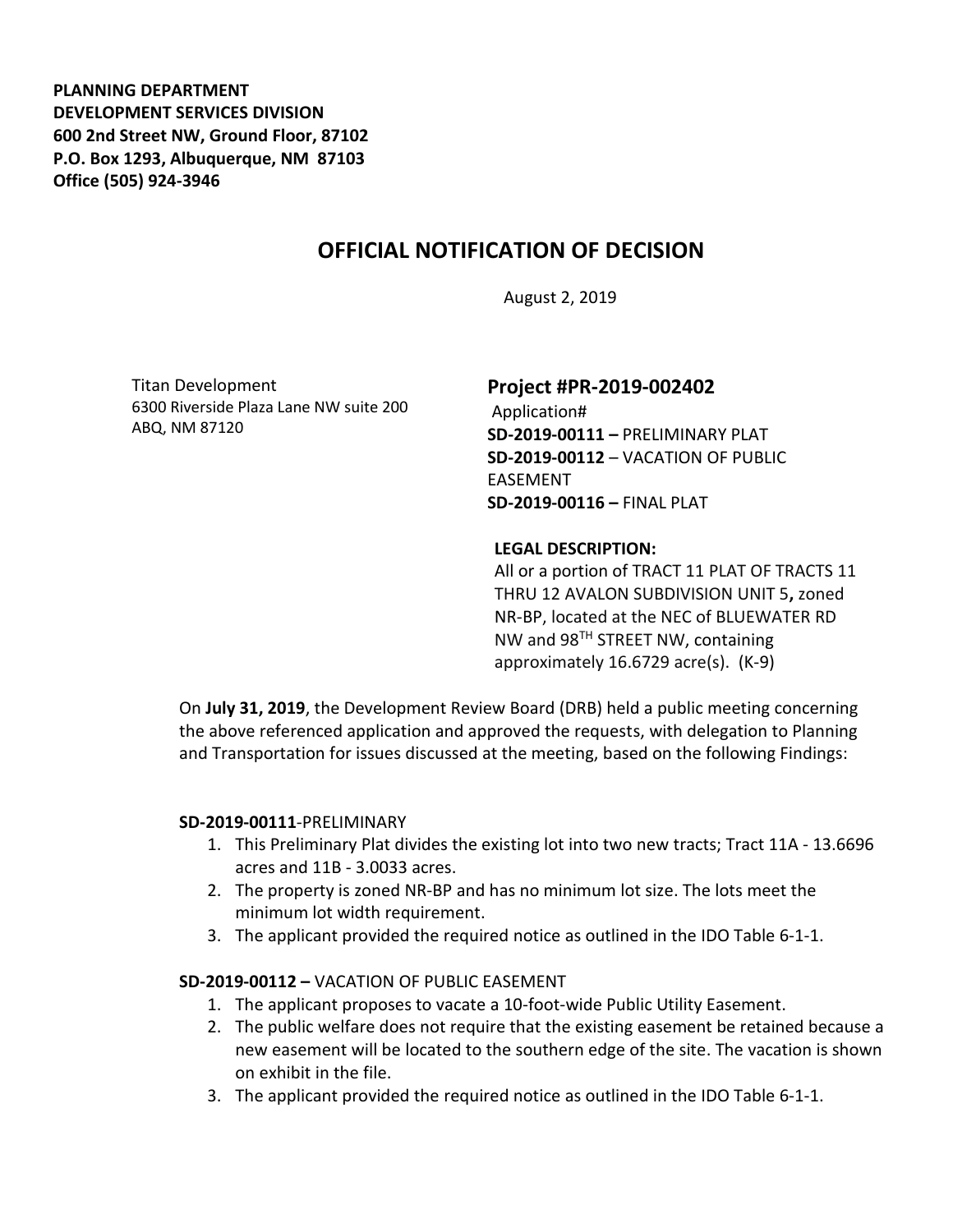**PLANNING DEPARTMENT**
**DEVELOPMENT SERVICES DIVISION**
**600 2nd Street NW, Ground Floor, 87102**
**P.O. Box 1293, Albuquerque, NM 87103**
**Office (505) 924-3946**

# OFFICIAL NOTIFICATION OF DECISION

August 2, 2019

Titan Development
6300 Riverside Plaza Lane NW suite 200
ABQ, NM 87120

## Project #PR-2019-002402

Application#
**SD-2019-00111 –** PRELIMINARY PLAT
**SD-2019-00112** – VACATION OF PUBLIC EASEMENT
**SD-2019-00116 –** FINAL PLAT

**LEGAL DESCRIPTION:**
All or a portion of TRACT 11 PLAT OF TRACTS 11 THRU 12 AVALON SUBDIVISION UNIT 5**,** zoned NR-BP, located at the NEC of BLUEWATER RD NW and 98TH STREET NW, containing approximately 16.6729 acre(s). (K-9)

On **July 31, 2019**, the Development Review Board (DRB) held a public meeting concerning the above referenced application and approved the requests, with delegation to Planning and Transportation for issues discussed at the meeting, based on the following Findings:

**SD-2019-00111**-PRELIMINARY

1. This Preliminary Plat divides the existing lot into two new tracts; Tract 11A - 13.6696 acres and 11B - 3.0033 acres.
2. The property is zoned NR-BP and has no minimum lot size. The lots meet the minimum lot width requirement.
3. The applicant provided the required notice as outlined in the IDO Table 6-1-1.

**SD-2019-00112 –** VACATION OF PUBLIC EASEMENT

1. The applicant proposes to vacate a 10-foot-wide Public Utility Easement.
2. The public welfare does not require that the existing easement be retained because a new easement will be located to the southern edge of the site. The vacation is shown on exhibit in the file.
3. The applicant provided the required notice as outlined in the IDO Table 6-1-1.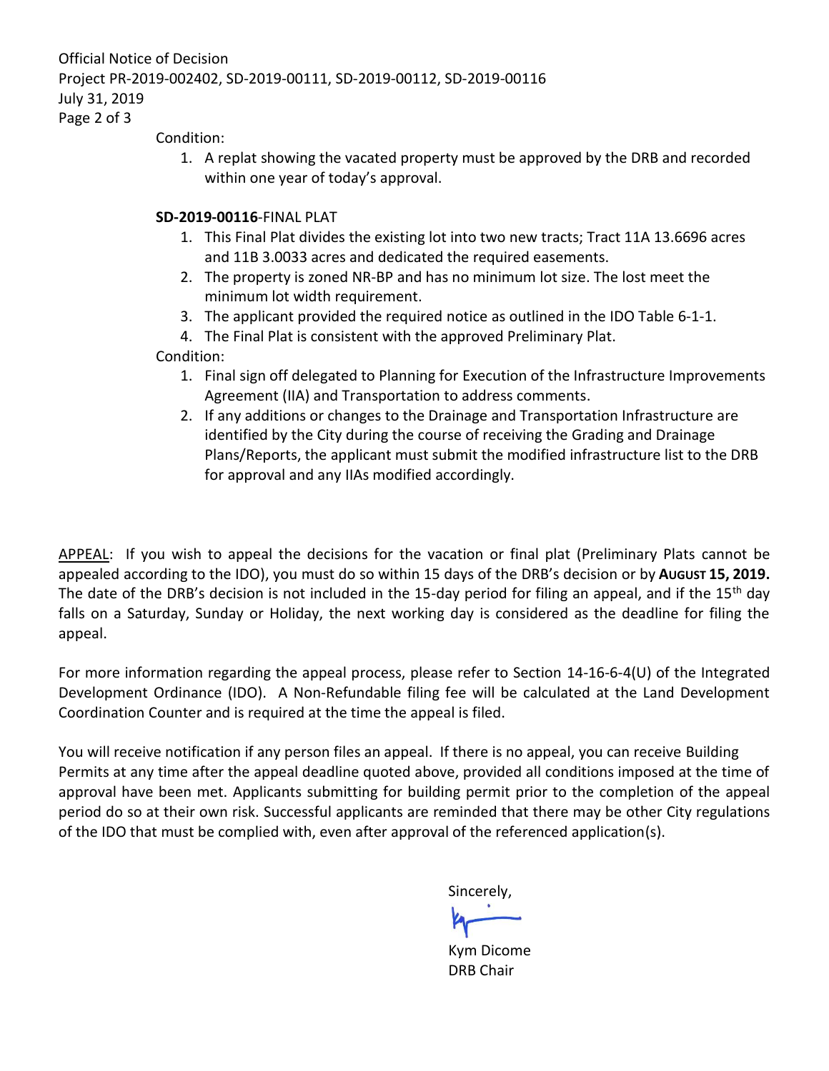Condition:

1. A replat showing the vacated property must be approved by the DRB and recorded within one year of today's approval.

**SD-2019-00116**-FINAL PLAT

1. This Final Plat divides the existing lot into two new tracts; Tract 11A 13.6696 acres and 11B 3.0033 acres and dedicated the required easements.
2. The property is zoned NR-BP and has no minimum lot size. The lost meet the minimum lot width requirement.
3. The applicant provided the required notice as outlined in the IDO Table 6-1-1.
4. The Final Plat is consistent with the approved Preliminary Plat.

Condition:

1. Final sign off delegated to Planning for Execution of the Infrastructure Improvements Agreement (IIA) and Transportation to address comments.
2. If any additions or changes to the Drainage and Transportation Infrastructure are identified by the City during the course of receiving the Grading and Drainage Plans/Reports, the applicant must submit the modified infrastructure list to the DRB for approval and any IIAs modified accordingly.

APPEAL: If you wish to appeal the decisions for the vacation or final plat (Preliminary Plats cannot be appealed according to the IDO), you must do so within 15 days of the DRB's decision or by **AUGUST 15, 2019.** The date of the DRB's decision is not included in the 15-day period for filing an appeal, and if the 15th day falls on a Saturday, Sunday or Holiday, the next working day is considered as the deadline for filing the appeal.

For more information regarding the appeal process, please refer to Section 14-16-6-4(U) of the Integrated Development Ordinance (IDO). A Non-Refundable filing fee will be calculated at the Land Development Coordination Counter and is required at the time the appeal is filed.

You will receive notification if any person files an appeal. If there is no appeal, you can receive Building Permits at any time after the appeal deadline quoted above, provided all conditions imposed at the time of approval have been met. Applicants submitting for building permit prior to the completion of the appeal period do so at their own risk. Successful applicants are reminded that there may be other City regulations of the IDO that must be complied with, even after approval of the referenced application(s).

Sincerely,

Kym Dicome
DRB Chair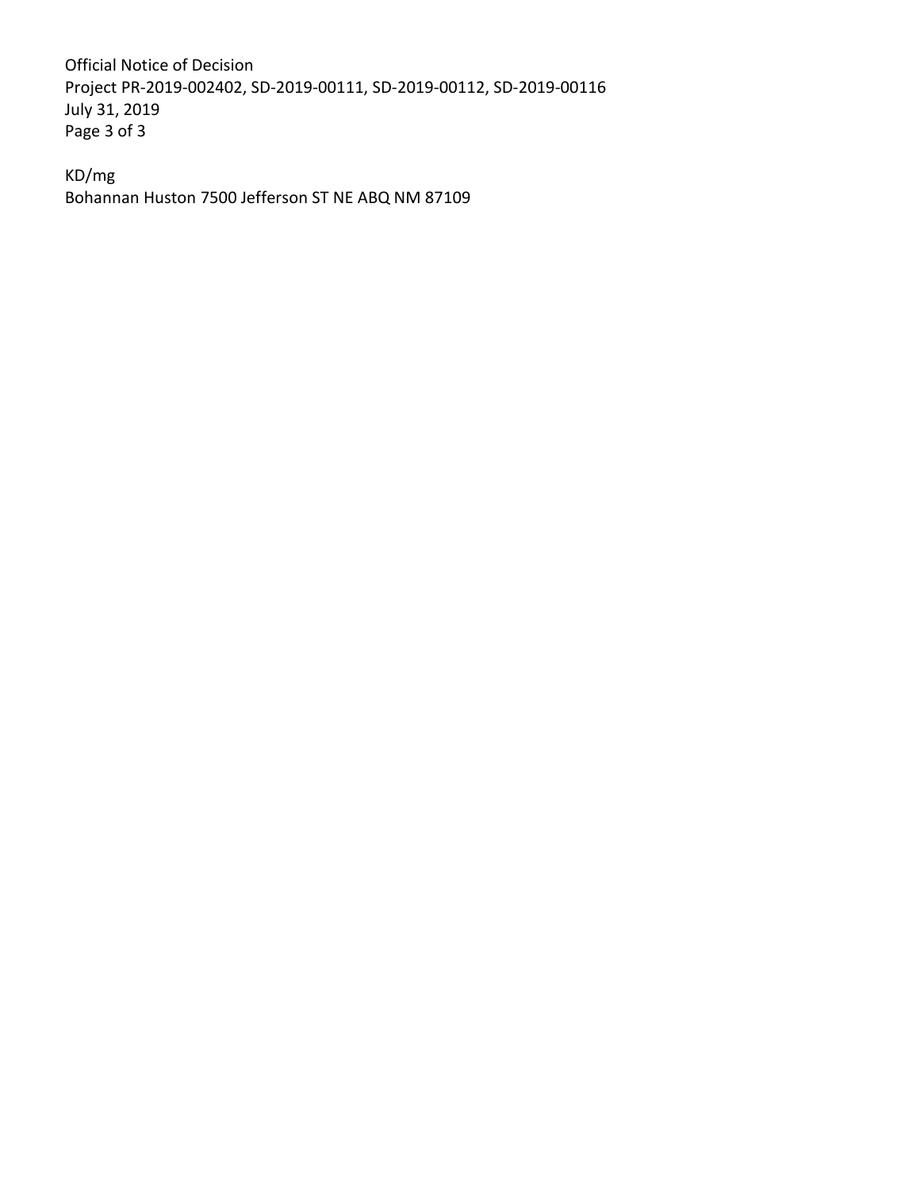KD/mg
Bohannan Huston 7500 Jefferson ST NE ABQ NM 87109